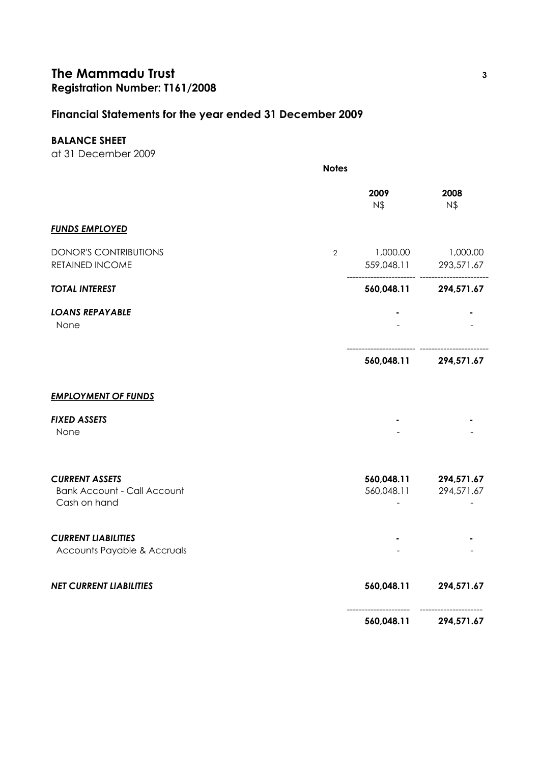# The Mammadu Trust
## Registration Number: T161/2008

## Financial Statements for the year ended 31 December 2009

### BALANCE SHEET
at 31 December 2009

| | Notes | 2009 N$ | 2008 N$ |
|---|---|---|---|
| ***FUNDS EMPLOYED*** | | | |
| DONOR'S CONTRIBUTIONS | 2 | 1,000.00 | 1,000.00 |
| RETAINED INCOME | | 559,048.11 | 293,571.67 |
| ***TOTAL INTEREST*** | | **560,048.11** | **294,571.67** |
| ***LOANS REPAYABLE*** | | **-** | **-** |
| None | | - | - |
| | | **560,048.11** | **294,571.67** |
| ***EMPLOYMENT OF FUNDS*** | | | |
| ***FIXED ASSETS*** | | **-** | **-** |
| None | | - | - |
| ***CURRENT ASSETS*** | | **560,048.11** | **294,571.67** |
| Bank Account - Call Account | | 560,048.11 | 294,571.67 |
| Cash on hand | | - | - |
| ***CURRENT LIABILITIES*** | | **-** | **-** |
| Accounts Payable & Accruals | | - | - |
| ***NET CURRENT LIABILITIES*** | | **560,048.11** | **294,571.67** |
| | | **560,048.11** | **294,571.67** |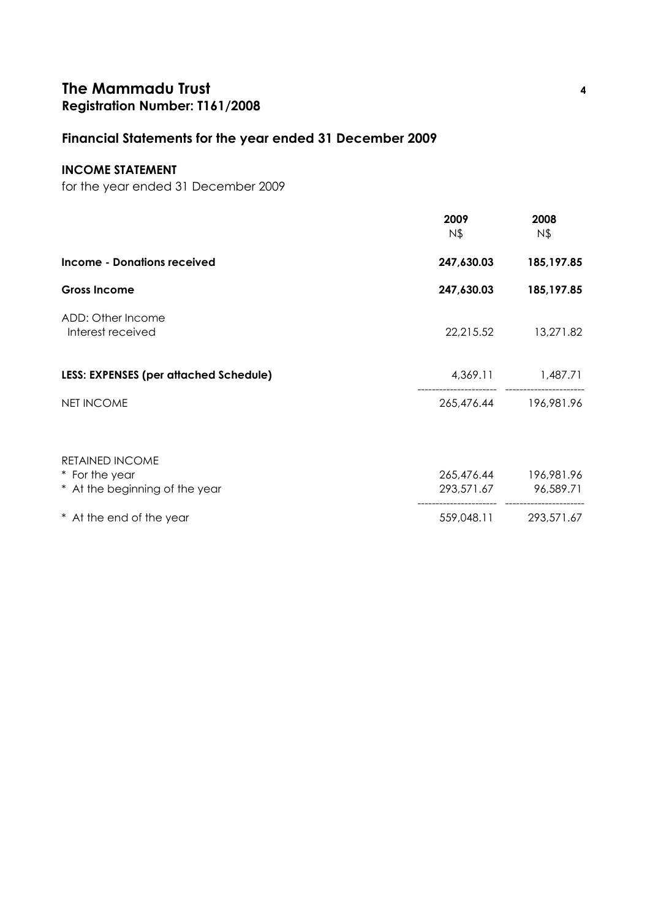# The Mammadu Trust

## Registration Number: T161/2008

## Financial Statements for the year ended 31 December 2009

### INCOME STATEMENT

for the year ended 31 December 2009

| | 2009<br>N$ | 2008<br>N$ |
|---|---|---|
| **Income - Donations received** | **247,630.03** | **185,197.85** |
| **Gross Income** | **247,630.03** | **185,197.85** |
| ADD: Other Income | | |
| Interest received | 22,215.52 | 13,271.82 |
| **LESS: EXPENSES (per attached Schedule)** | 4,369.11 | 1,487.71 |
| NET INCOME | 265,476.44 | 196,981.96 |
| | | |
| RETAINED INCOME | | |
| * For the year | 265,476.44 | 196,981.96 |
| * At the beginning of the year | 293,571.67 | 96,589.71 |
| * At the end of the year | 559,048.11 | 293,571.67 |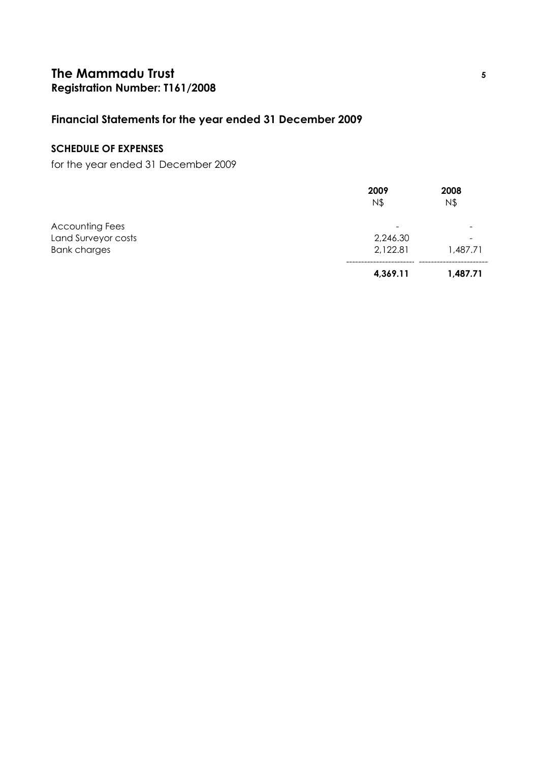# The Mammadu Trust
## Registration Number: T161/2008

## Financial Statements for the year ended 31 December 2009

### SCHEDULE OF EXPENSES

for the year ended 31 December 2009

| | 2009 N$ | 2008 N$ |
|---|---|---|
| Accounting Fees | - | - |
| Land Surveyor costs | 2,246.30 | - |
| Bank charges | 2,122.81 | 1,487.71 |
| | **4,369.11** | **1,487.71** |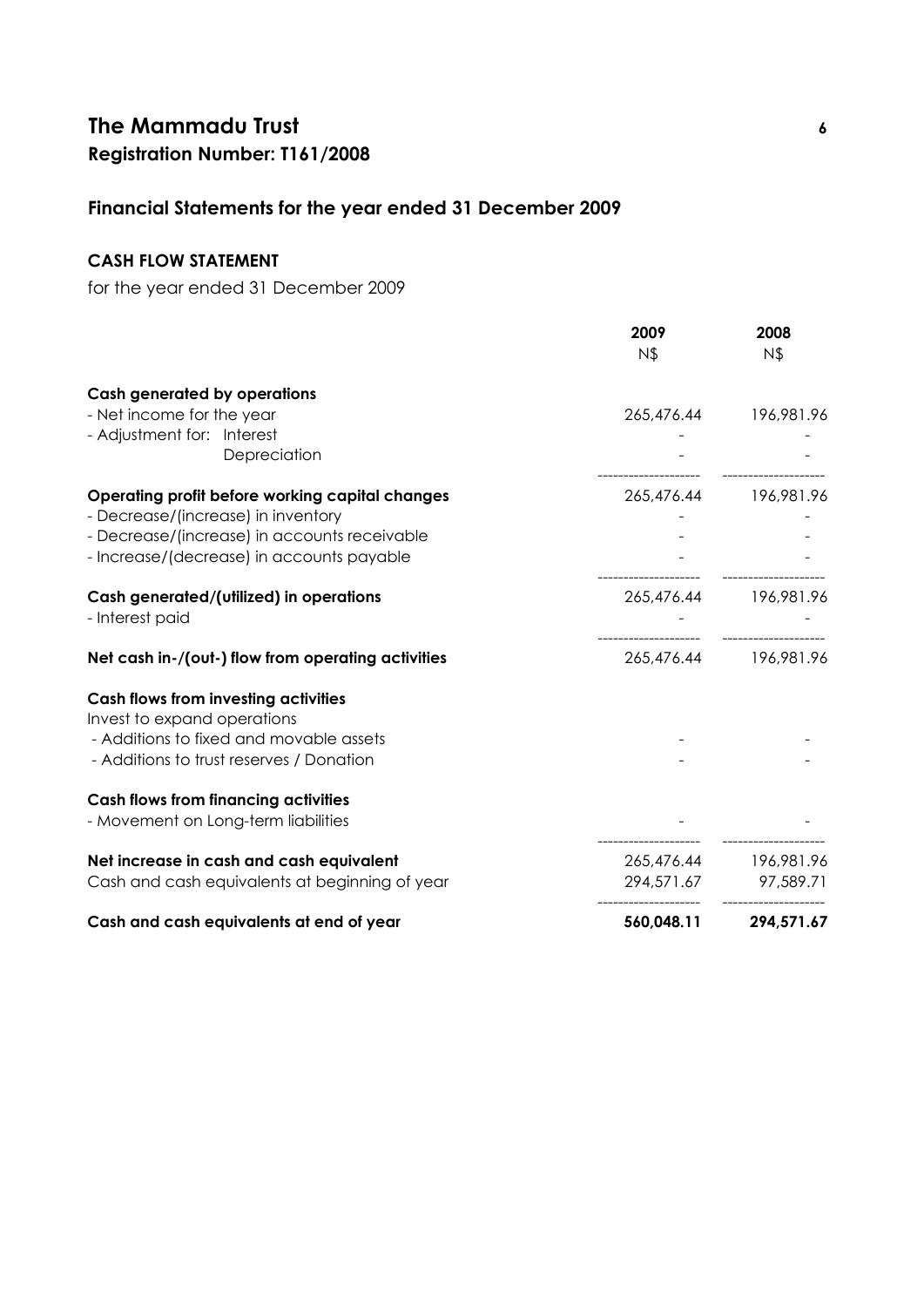# The Mammadu Trust

## Registration Number: T161/2008

## Financial Statements for the year ended 31 December 2009

### CASH FLOW STATEMENT

for the year ended 31 December 2009

| | 2009 | 2008 |
|---|---|---|
| | N$ | N$ |
| **Cash generated by operations** | | |
| - Net income for the year | 265,476.44 | 196,981.96 |
| - Adjustment for: Interest | - | - |
| Depreciation | - | - |
| **Operating profit before working capital changes** | 265,476.44 | 196,981.96 |
| - Decrease/(increase) in inventory | - | - |
| - Decrease/(increase) in accounts receivable | - | - |
| - Increase/(decrease) in accounts payable | - | - |
| **Cash generated/(utilized) in operations** | 265,476.44 | 196,981.96 |
| - Interest paid | - | - |
| **Net cash in-/(out-) flow from operating activities** | 265,476.44 | 196,981.96 |
| **Cash flows from investing activities** | | |
| Invest to expand operations | | |
| - Additions to fixed and movable assets | - | - |
| - Additions to trust reserves / Donation | - | - |
| **Cash flows from financing activities** | | |
| - Movement on Long-term liabilities | - | - |
| **Net increase in cash and cash equivalent** | 265,476.44 | 196,981.96 |
| Cash and cash equivalents at beginning of year | 294,571.67 | 97,589.71 |
| **Cash and cash equivalents at end of year** | **560,048.11** | **294,571.67** |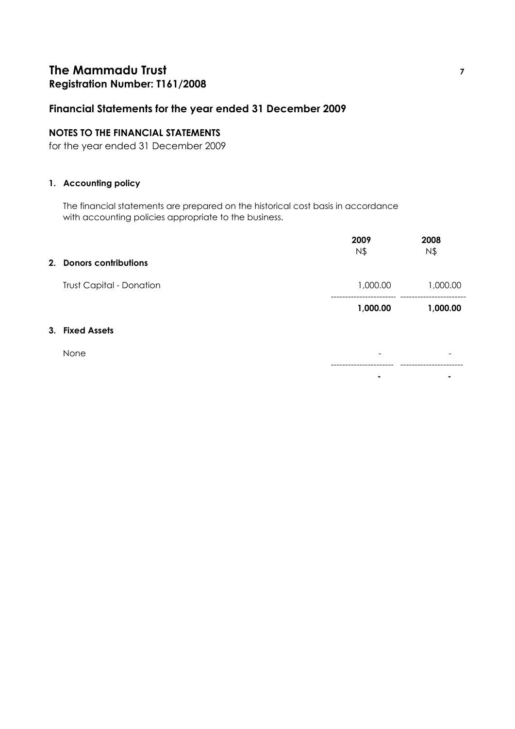# The Mammadu Trust
**Registration Number: T161/2008**

## Financial Statements for the year ended 31 December 2009

### NOTES TO THE FINANCIAL STATEMENTS
for the year ended 31 December 2009

**1. Accounting policy**

The financial statements are prepared on the historical cost basis in accordance with accounting policies appropriate to the business.

| | 2009<br>N$ | 2008<br>N$ |
|---|---|---|
| **2. Donors contributions** | | |
| Trust Capital - Donation | 1,000.00 | 1,000.00 |
| | **1,000.00** | **1,000.00** |
| **3. Fixed Assets** | | |
| None | - | - |
| | **-** | **-** |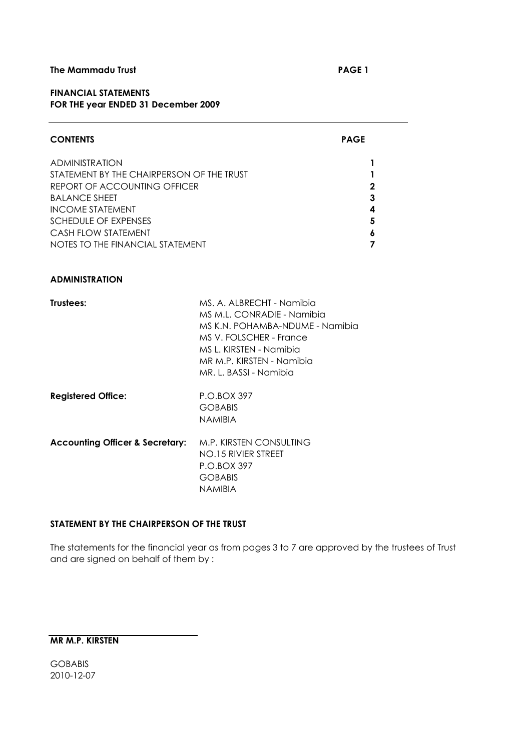**FINANCIAL STATEMENTS**
**FOR THE year ENDED 31 December 2009**

---

| **CONTENTS** | **PAGE** |
|---|---|
| ADMINISTRATION | **1** |
| STATEMENT BY THE CHAIRPERSON OF THE TRUST | **1** |
| REPORT OF ACCOUNTING OFFICER | **2** |
| BALANCE SHEET | **3** |
| INCOME STATEMENT | **4** |
| SCHEDULE OF EXPENSES | **5** |
| CASH FLOW STATEMENT | **6** |
| NOTES TO THE FINANCIAL STATEMENT | **7** |

## ADMINISTRATION

| | |
|---|---|
| **Trustees:** | MS. A. ALBRECHT - Namibia<br>MS M.L. CONRADIE - Namibia<br>MS K.N. POHAMBA-NDUME - Namibia<br>MS V. FOLSCHER - France<br>MS L. KIRSTEN - Namibia<br>MR M.P. KIRSTEN - Namibia<br>MR. L. BASSI - Namibia |
| **Registered Office:** | P.O.BOX 397<br>GOBABIS<br>NAMIBIA |
| **Accounting Officer & Secretary:** | M.P. KIRSTEN CONSULTING<br>NO.15 RIVIER STREET<br>P.O.BOX 397<br>GOBABIS<br>NAMIBIA |

## STATEMENT BY THE CHAIRPERSON OF THE TRUST

The statements for the financial year as from pages 3 to 7 are approved by the trustees of Trust and are signed on behalf of them by :

**MR M.P. KIRSTEN**

GOBABIS
2010-12-07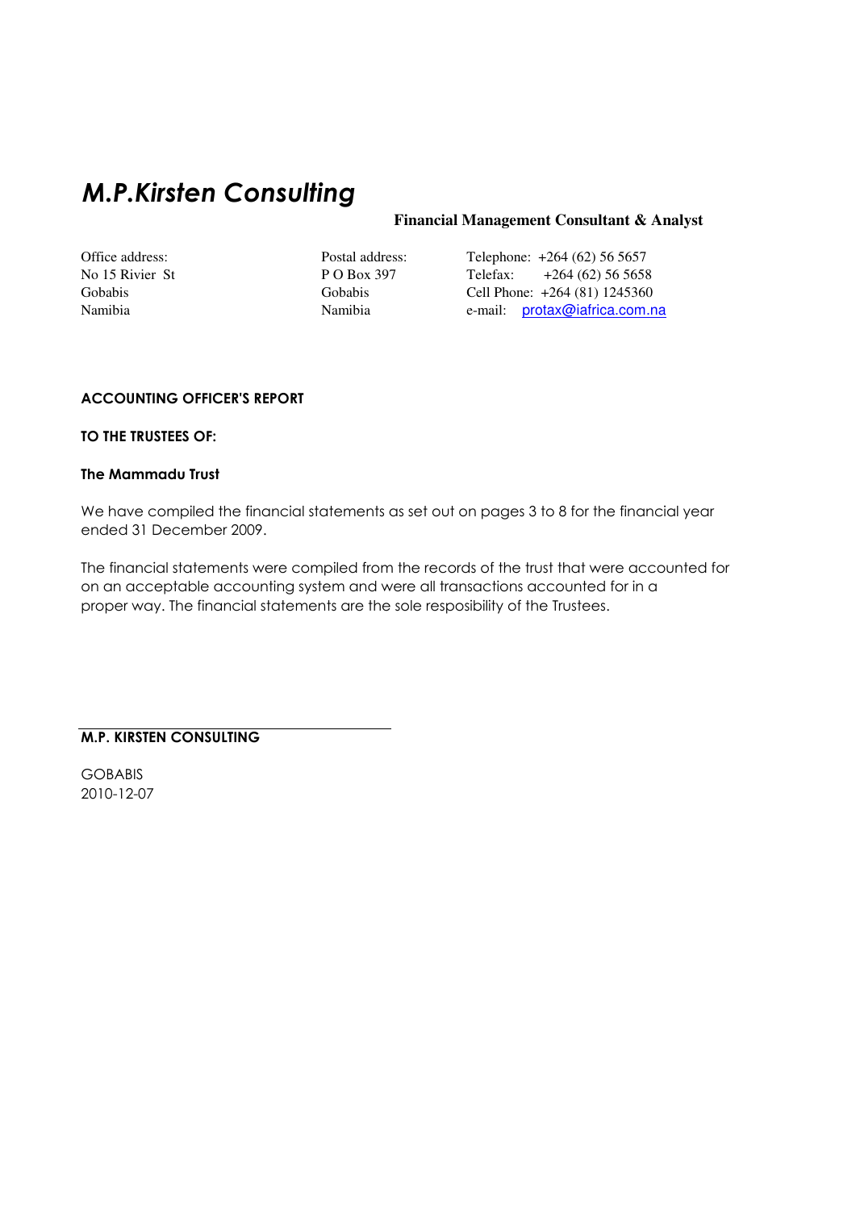# *M.P.Kirsten Consulting*

**Financial Management Consultant & Analyst**

| | | |
|---|---|---|
| Office address: | Postal address: | Telephone: +264 (62) 56 5657 |
| No 15 Rivier St | P O Box 397 | Telefax: +264 (62) 56 5658 |
| Gobabis | Gobabis | Cell Phone: +264 (81) 1245360 |
| Namibia | Namibia | e-mail: protax@iafrica.com.na |

**ACCOUNTING OFFICER'S REPORT**

**TO THE TRUSTEES OF:**

**The Mammadu Trust**

We have compiled the financial statements as set out on pages 3 to 8 for the financial year ended 31 December 2009.

The financial statements were compiled from the records of the trust that were accounted for on an acceptable accounting system and were all transactions accounted for in a proper way. The financial statements are the sole resposibility of the Trustees.

**M.P. KIRSTEN CONSULTING**

GOBABIS
2010-12-07